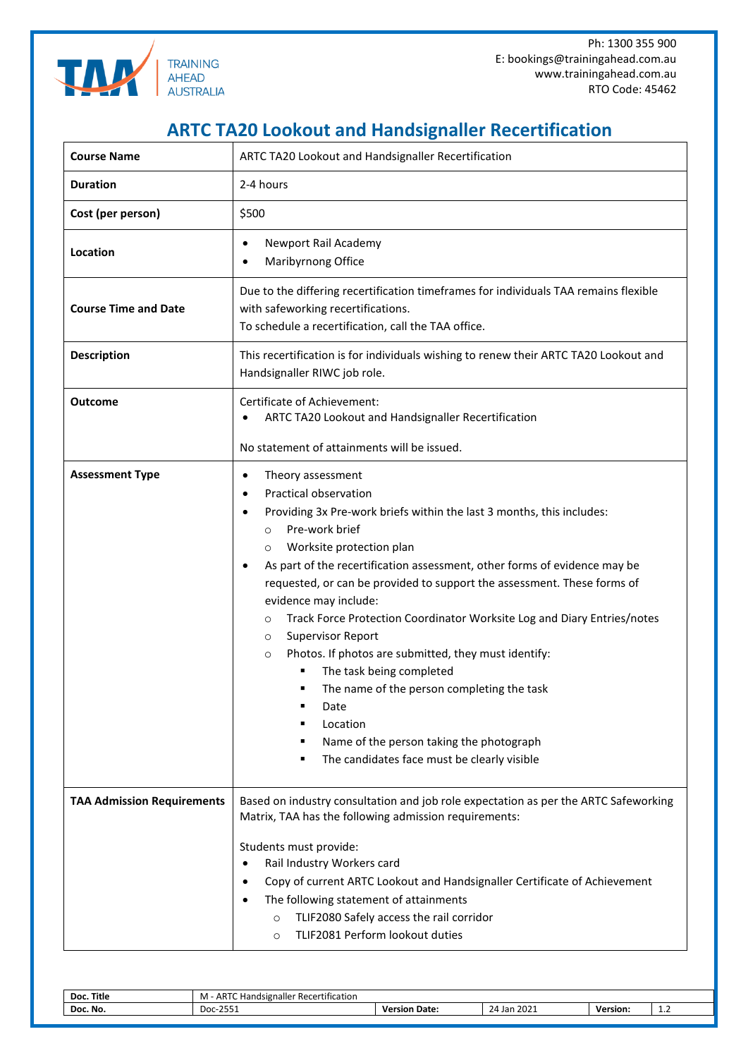Ph: 1300 355 900
E: bookings@trainingahead.com.au
www.trainingahead.com.au
RTO Code: 45462

# ARTC TA20 Lookout and Handsignaller Recertification

| | |
|---|---|
| **Course Name** | ARTC TA20 Lookout and Handsignaller Recertification |
| **Duration** | 2-4 hours |
| **Cost (per person)** | $500 |
| **Location** | • Newport Rail Academy<br>• Maribyrnong Office |
| **Course Time and Date** | Due to the differing recertification timeframes for individuals TAA remains flexible with safeworking recertifications.<br>To schedule a recertification, call the TAA office. |
| **Description** | This recertification is for individuals wishing to renew their ARTC TA20 Lookout and Handsignaller RIWC job role. |
| **Outcome** | Certificate of Achievement:<br>• ARTC TA20 Lookout and Handsignaller Recertification<br><br>No statement of attainments will be issued. |
| **Assessment Type** | • Theory assessment<br>• Practical observation<br>• Providing 3x Pre-work briefs within the last 3 months, this includes:<br>&nbsp;&nbsp;○ Pre-work brief<br>&nbsp;&nbsp;○ Worksite protection plan<br>• As part of the recertification assessment, other forms of evidence may be requested, or can be provided to support the assessment. These forms of evidence may include:<br>&nbsp;&nbsp;○ Track Force Protection Coordinator Worksite Log and Diary Entries/notes<br>&nbsp;&nbsp;○ Supervisor Report<br>&nbsp;&nbsp;○ Photos. If photos are submitted, they must identify:<br>&nbsp;&nbsp;&nbsp;&nbsp;▪ The task being completed<br>&nbsp;&nbsp;&nbsp;&nbsp;▪ The name of the person completing the task<br>&nbsp;&nbsp;&nbsp;&nbsp;▪ Date<br>&nbsp;&nbsp;&nbsp;&nbsp;▪ Location<br>&nbsp;&nbsp;&nbsp;&nbsp;▪ Name of the person taking the photograph<br>&nbsp;&nbsp;&nbsp;&nbsp;▪ The candidates face must be clearly visible |
| **TAA Admission Requirements** | Based on industry consultation and job role expectation as per the ARTC Safeworking Matrix, TAA has the following admission requirements:<br><br>Students must provide:<br>• Rail Industry Workers card<br>• Copy of current ARTC Lookout and Handsignaller Certificate of Achievement<br>• The following statement of attainments<br>&nbsp;&nbsp;○ TLIF2080 Safely access the rail corridor<br>&nbsp;&nbsp;○ TLIF2081 Perform lookout duties |

| | | | | | |
|---|---|---|---|---|---|
| **Doc. Title** | M - ARTC Handsignaller Recertification | | | | |
| **Doc. No.** | Doc-2551 | **Version Date:** | 24 Jan 2021 | **Version:** | 1.2 |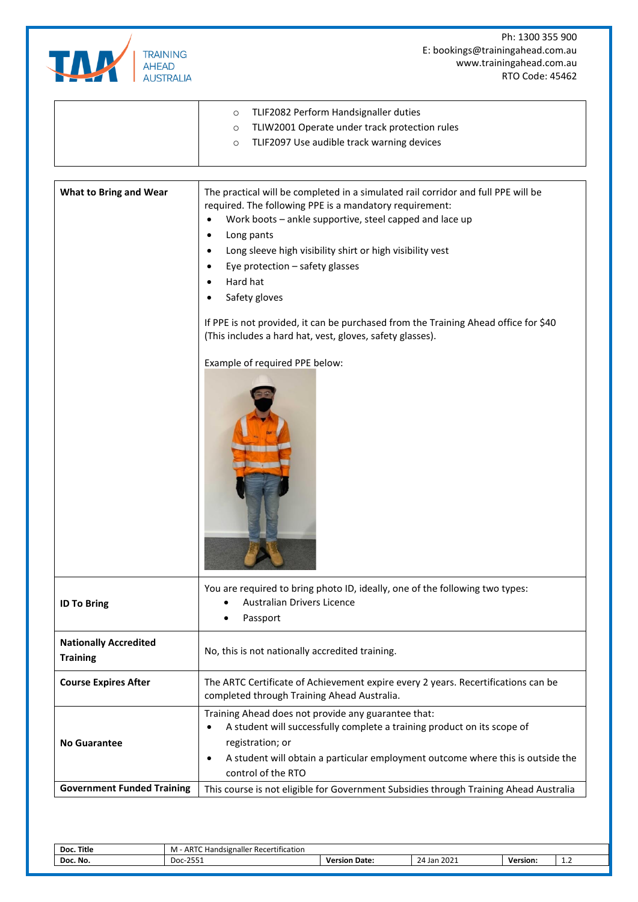| | |
|---|---|
| | ○ TLIF2082 Perform Handsignaller duties<br>○ TLIW2001 Operate under track protection rules<br>○ TLIF2097 Use audible track warning devices |

| | |
|---|---|
| **What to Bring and Wear** | The practical will be completed in a simulated rail corridor and full PPE will be required. The following PPE is a mandatory requirement:<br>• Work boots – ankle supportive, steel capped and lace up<br>• Long pants<br>• Long sleeve high visibility shirt or high visibility vest<br>• Eye protection – safety glasses<br>• Hard hat<br>• Safety gloves<br><br>If PPE is not provided, it can be purchased from the Training Ahead office for $40 (This includes a hard hat, vest, gloves, safety glasses).<br><br>Example of required PPE below: |
| **ID To Bring** | You are required to bring photo ID, ideally, one of the following two types:<br>• Australian Drivers Licence<br>• Passport |
| **Nationally Accredited Training** | No, this is not nationally accredited training. |
| **Course Expires After** | The ARTC Certificate of Achievement expire every 2 years. Recertifications can be completed through Training Ahead Australia. |
| **No Guarantee** | Training Ahead does not provide any guarantee that:<br>• A student will successfully complete a training product on its scope of registration; or<br>• A student will obtain a particular employment outcome where this is outside the control of the RTO |
| **Government Funded Training** | This course is not eligible for Government Subsidies through Training Ahead Australia |

| | | | | | |
|---|---|---|---|---|---|
| **Doc. Title** | M - ARTC Handsignaller Recertification | | | | |
| **Doc. No.** | Doc-2551 | **Version Date:** | 24 Jan 2021 | **Version:** | 1.2 |